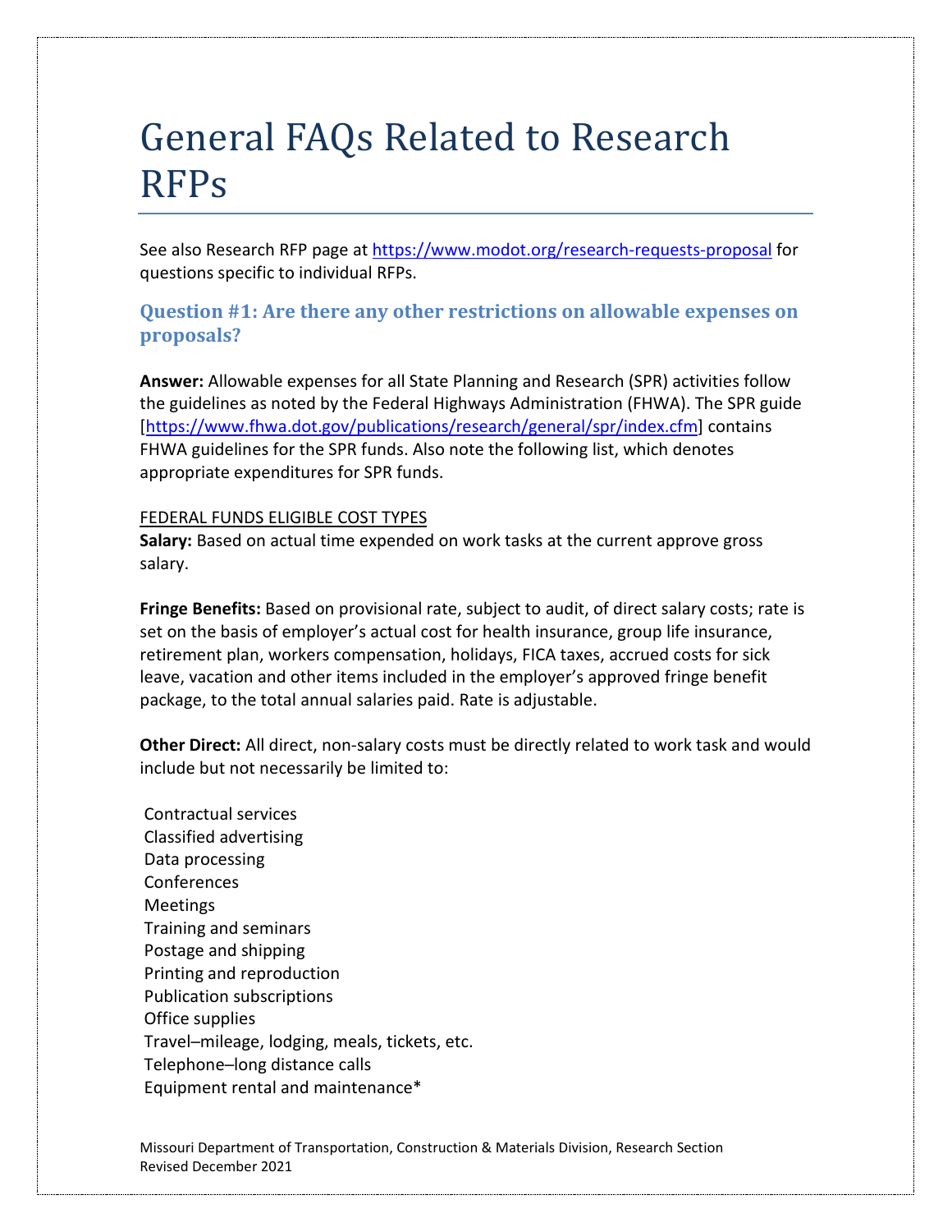# General FAQs Related to Research RFPs

See also Research RFP page at https://www.modot.org/research-requests-proposal for questions specific to individual RFPs.

## Question #1: Are there any other restrictions on allowable expenses on proposals?

**Answer:** Allowable expenses for all State Planning and Research (SPR) activities follow the guidelines as noted by the Federal Highways Administration (FHWA). The SPR guide [https://www.fhwa.dot.gov/publications/research/general/spr/index.cfm] contains FHWA guidelines for the SPR funds. Also note the following list, which denotes appropriate expenditures for SPR funds.

FEDERAL FUNDS ELIGIBLE COST TYPES

**Salary:** Based on actual time expended on work tasks at the current approve gross salary.

**Fringe Benefits:** Based on provisional rate, subject to audit, of direct salary costs; rate is set on the basis of employer's actual cost for health insurance, group life insurance, retirement plan, workers compensation, holidays, FICA taxes, accrued costs for sick leave, vacation and other items included in the employer's approved fringe benefit package, to the total annual salaries paid. Rate is adjustable.

**Other Direct:** All direct, non-salary costs must be directly related to work task and would include but not necessarily be limited to:

Contractual services
Classified advertising
Data processing
Conferences
Meetings
Training and seminars
Postage and shipping
Printing and reproduction
Publication subscriptions
Office supplies
Travel–mileage, lodging, meals, tickets, etc.
Telephone–long distance calls
Equipment rental and maintenance*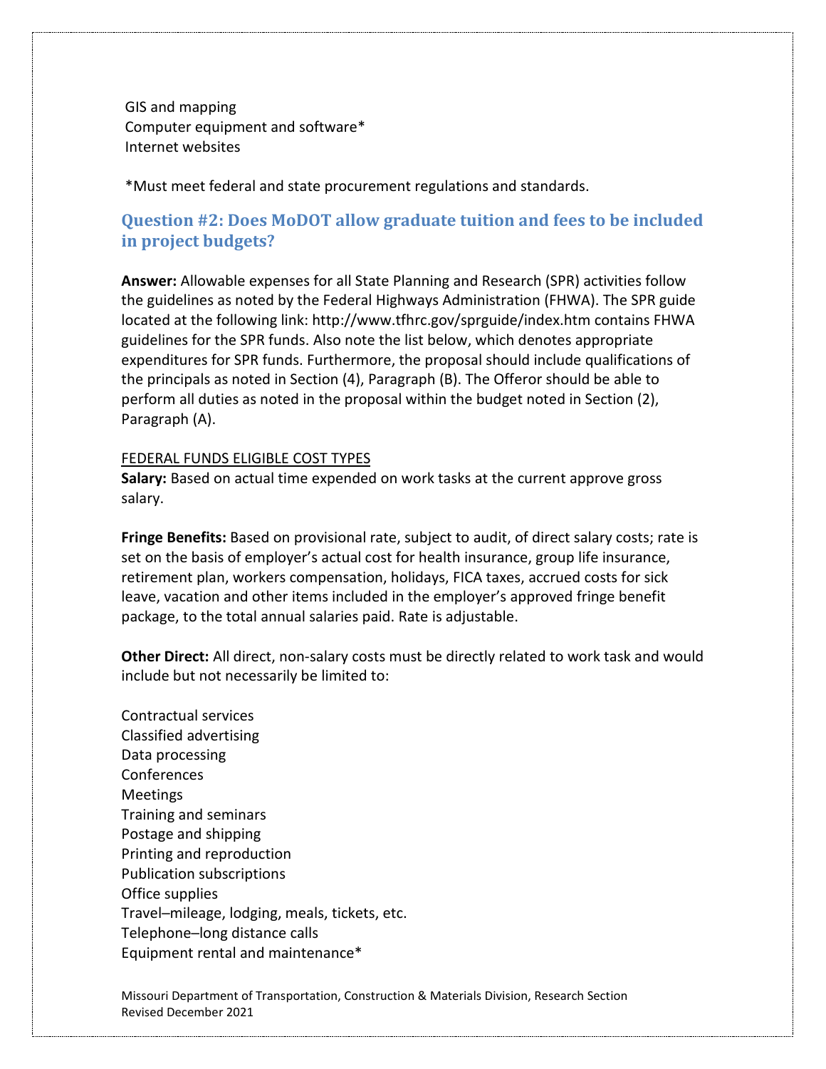GIS and mapping
Computer equipment and software*
Internet websites

*Must meet federal and state procurement regulations and standards.

## Question #2: Does MoDOT allow graduate tuition and fees to be included in project budgets?

**Answer:** Allowable expenses for all State Planning and Research (SPR) activities follow the guidelines as noted by the Federal Highways Administration (FHWA). The SPR guide located at the following link: http://www.tfhrc.gov/sprguide/index.htm contains FHWA guidelines for the SPR funds. Also note the list below, which denotes appropriate expenditures for SPR funds. Furthermore, the proposal should include qualifications of the principals as noted in Section (4), Paragraph (B). The Offeror should be able to perform all duties as noted in the proposal within the budget noted in Section (2), Paragraph (A).

<u>FEDERAL FUNDS ELIGIBLE COST TYPES</u>

**Salary:** Based on actual time expended on work tasks at the current approve gross salary.

**Fringe Benefits:** Based on provisional rate, subject to audit, of direct salary costs; rate is set on the basis of employer's actual cost for health insurance, group life insurance, retirement plan, workers compensation, holidays, FICA taxes, accrued costs for sick leave, vacation and other items included in the employer's approved fringe benefit package, to the total annual salaries paid. Rate is adjustable.

**Other Direct:** All direct, non-salary costs must be directly related to work task and would include but not necessarily be limited to:

Contractual services
Classified advertising
Data processing
Conferences
Meetings
Training and seminars
Postage and shipping
Printing and reproduction
Publication subscriptions
Office supplies
Travel–mileage, lodging, meals, tickets, etc.
Telephone–long distance calls
Equipment rental and maintenance*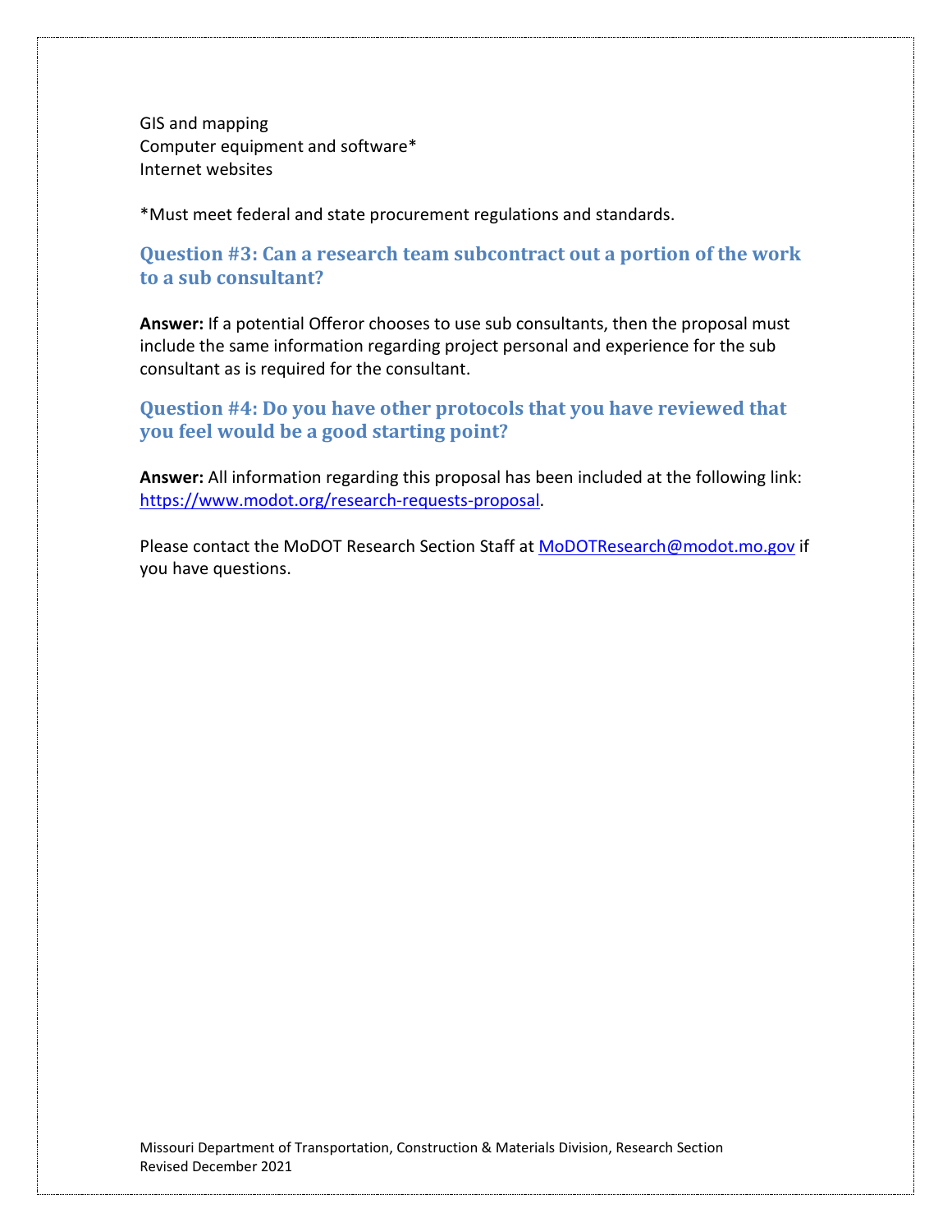GIS and mapping
Computer equipment and software*
Internet websites

*Must meet federal and state procurement regulations and standards.

### Question #3: Can a research team subcontract out a portion of the work to a sub consultant?

**Answer:** If a potential Offeror chooses to use sub consultants, then the proposal must include the same information regarding project personal and experience for the sub consultant as is required for the consultant.

### Question #4: Do you have other protocols that you have reviewed that you feel would be a good starting point?

**Answer:** All information regarding this proposal has been included at the following link: https://www.modot.org/research-requests-proposal.

Please contact the MoDOT Research Section Staff at MoDOTResearch@modot.mo.gov if you have questions.